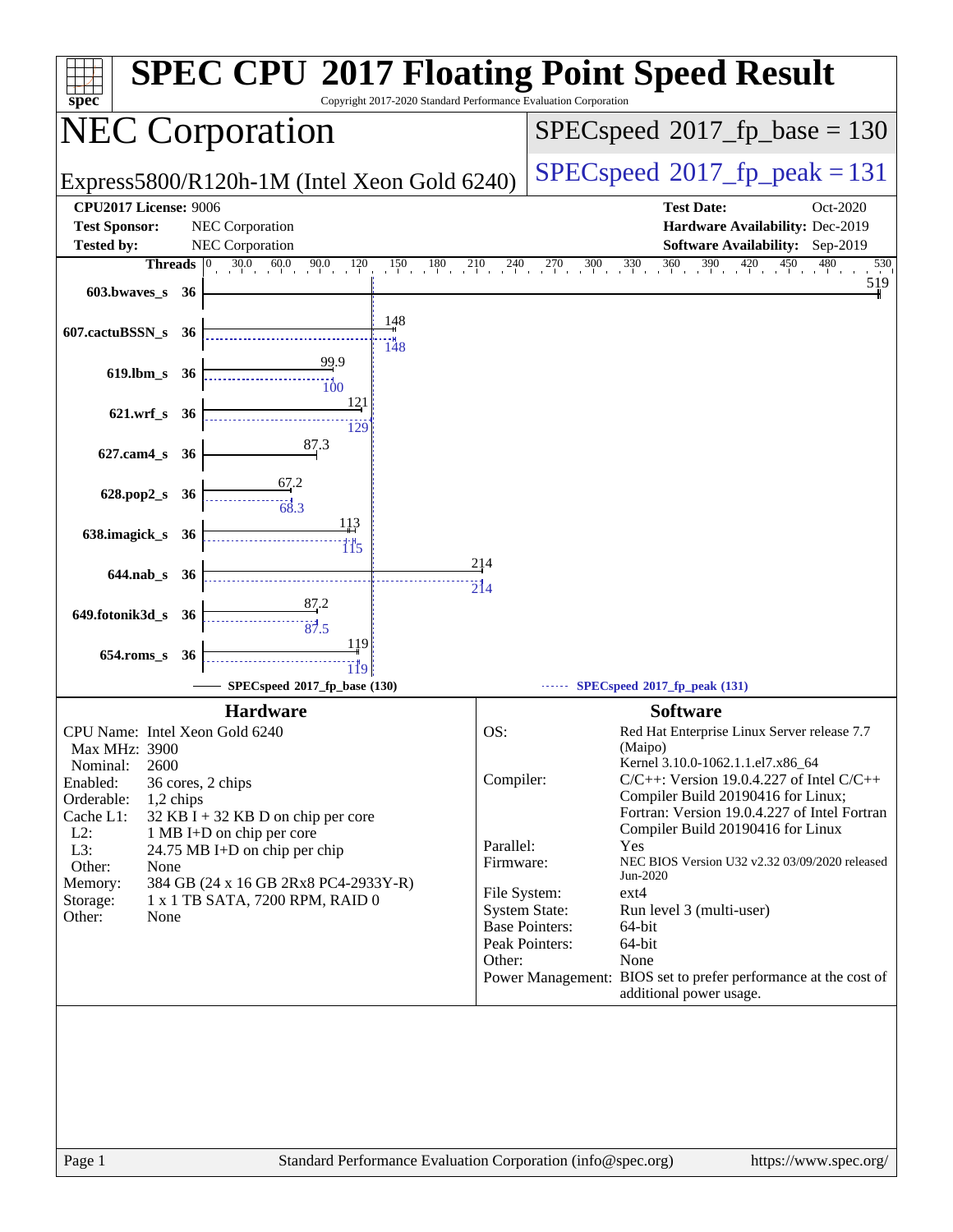# SPEC CPU 2017 Floating Point Speed Result

Copyright 2017-2020 Standard Performance Evaluation Corporation

## NEC Corporation

Express5800/R120h-1M (Intel Xeon Gold 6240)

SPECspeed 2017_fp_base = 130

SPECspeed 2017_fp_peak = 131

**CPU2017 License:** 9006
**Test Sponsor:** NEC Corporation
**Tested by:** NEC Corporation

**Test Date:** Oct-2020
**Hardware Availability:** Dec-2019
**Software Availability:** Sep-2019

| Benchmark | Threads | Base | Peak |
|---|---|---|---|
| 603.bwaves_s | 36 | 519 | 519 |
| 607.cactuBSSN_s | 36 | 148 | 148 |
| 619.lbm_s | 36 | 99.9 | 100 |
| 621.wrf_s | 36 | 121 | 129 |
| 627.cam4_s | 36 | 87.3 | |
| 628.pop2_s | 36 | 67.2 | 68.3 |
| 638.imagick_s | 36 | 113 | 115 |
| 644.nab_s | 36 | 214 | 214 |
| 649.fotonik3d_s | 36 | 87.2 | 87.5 |
| 654.roms_s | 36 | 119 | 119 |

SPECspeed 2017_fp_base (130) — SPECspeed 2017_fp_peak (131)

### Hardware

| | |
|---|---|
| CPU Name: | Intel Xeon Gold 6240 |
| Max MHz: | 3900 |
| Nominal: | 2600 |
| Enabled: | 36 cores, 2 chips |
| Orderable: | 1,2 chips |
| Cache L1: | 32 KB I + 32 KB D on chip per core |
| L2: | 1 MB I+D on chip per core |
| L3: | 24.75 MB I+D on chip per chip |
| Other: | None |
| Memory: | 384 GB (24 x 16 GB 2Rx8 PC4-2933Y-R) |
| Storage: | 1 x 1 TB SATA, 7200 RPM, RAID 0 |
| Other: | None |

### Software

| | |
|---|---|
| OS: | Red Hat Enterprise Linux Server release 7.7 (Maipo) Kernel 3.10.0-1062.1.1.el7.x86_64 |
| Compiler: | C/C++: Version 19.0.4.227 of Intel C/C++ Compiler Build 20190416 for Linux; Fortran: Version 19.0.4.227 of Intel Fortran Compiler Build 20190416 for Linux |
| Parallel: | Yes |
| Firmware: | NEC BIOS Version U32 v2.32 03/09/2020 released Jun-2020 |
| File System: | ext4 |
| System State: | Run level 3 (multi-user) |
| Base Pointers: | 64-bit |
| Peak Pointers: | 64-bit |
| Other: | None |
| Power Management: | BIOS set to prefer performance at the cost of additional power usage. |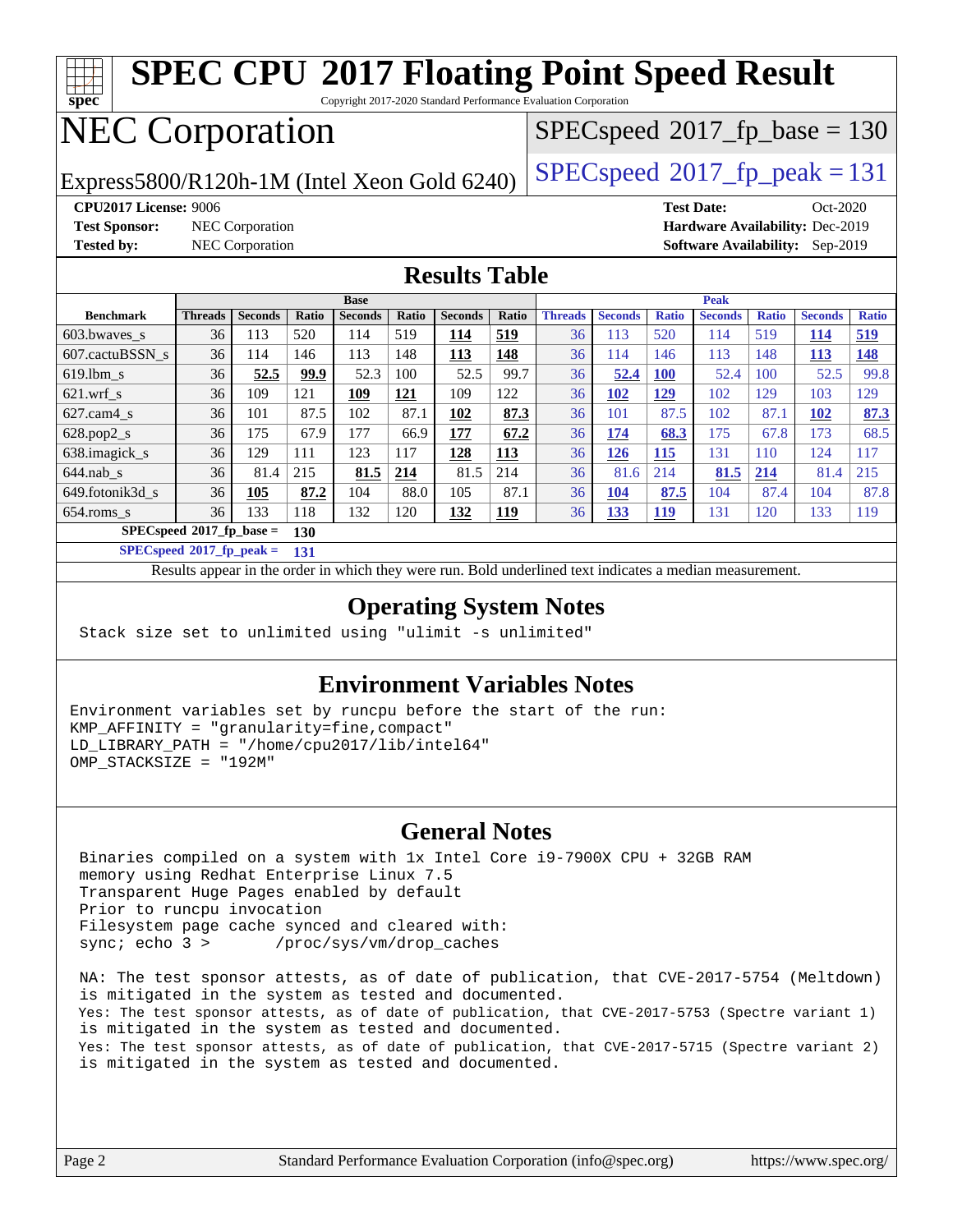# SPEC CPU 2017 Floating Point Speed Result

Copyright 2017-2020 Standard Performance Evaluation Corporation

# NEC Corporation

Express5800/R120h-1M (Intel Xeon Gold 6240)

SPECspeed 2017_fp_base = 130

SPECspeed 2017_fp_peak = 131

**CPU2017 License:** 9006
**Test Sponsor:** NEC Corporation
**Tested by:** NEC Corporation

**Test Date:** Oct-2020
**Hardware Availability:** Dec-2019
**Software Availability:** Sep-2019

## Results Table

| | Base | | | | | | | Peak | | | | | | |
|---|---|---|---|---|---|---|---|---|---|---|---|---|---|---|
| **Benchmark** | **Threads** | **Seconds** | **Ratio** | **Seconds** | **Ratio** | **Seconds** | **Ratio** | **Threads** | **Seconds** | **Ratio** | **Seconds** | **Ratio** | **Seconds** | **Ratio** |
| 603.bwaves_s | 36 | 113 | 520 | 114 | 519 | **114** | **519** | 36 | 113 | 520 | 114 | 519 | **114** | **519** |
| 607.cactuBSSN_s | 36 | 114 | 146 | 113 | 148 | **113** | **148** | 36 | 114 | 146 | 113 | 148 | **113** | **148** |
| 619.lbm_s | 36 | **52.5** | **99.9** | 52.3 | 100 | 52.5 | 99.7 | 36 | **52.4** | **100** | 52.4 | 100 | 52.5 | 99.8 |
| 621.wrf_s | 36 | 109 | 121 | **109** | **121** | 109 | 122 | 36 | **102** | **129** | 102 | 129 | 103 | 129 |
| 627.cam4_s | 36 | 101 | 87.5 | 102 | 87.1 | **102** | **87.3** | 36 | 101 | 87.5 | 102 | 87.1 | **102** | **87.3** |
| 628.pop2_s | 36 | 175 | 67.9 | 177 | 66.9 | **177** | **67.2** | 36 | **174** | **68.3** | 175 | 67.8 | 173 | 68.5 |
| 638.imagick_s | 36 | 129 | 111 | 123 | 117 | **128** | **113** | 36 | **126** | **115** | 131 | 110 | 124 | 117 |
| 644.nab_s | 36 | 81.4 | 215 | **81.5** | **214** | 81.5 | 214 | 36 | 81.6 | 214 | **81.5** | **214** | 81.4 | 215 |
| 649.fotonik3d_s | 36 | **105** | **87.2** | 104 | 88.0 | 105 | 87.1 | 36 | **104** | **87.5** | 104 | 87.4 | 104 | 87.8 |
| 654.roms_s | 36 | 133 | 118 | 132 | 120 | **132** | **119** | 36 | **133** | **119** | 131 | 120 | 133 | 119 |

**SPECspeed 2017_fp_base = 130**

**SPECspeed 2017_fp_peak = 131**

Results appear in the order in which they were run. Bold underlined text indicates a median measurement.

## Operating System Notes

```
Stack size set to unlimited using "ulimit -s unlimited"
```

## Environment Variables Notes

```
Environment variables set by runcpu before the start of the run:
KMP_AFFINITY = "granularity=fine,compact"
LD_LIBRARY_PATH = "/home/cpu2017/lib/intel64"
OMP_STACKSIZE = "192M"
```

## General Notes

```
Binaries compiled on a system with 1x Intel Core i9-7900X CPU + 32GB RAM
memory using Redhat Enterprise Linux 7.5
Transparent Huge Pages enabled by default
Prior to runcpu invocation
Filesystem page cache synced and cleared with:
sync; echo 3 >       /proc/sys/vm/drop_caches

NA: The test sponsor attests, as of date of publication, that CVE-2017-5754 (Meltdown)
is mitigated in the system as tested and documented.
Yes: The test sponsor attests, as of date of publication, that CVE-2017-5753 (Spectre variant 1)
is mitigated in the system as tested and documented.
Yes: The test sponsor attests, as of date of publication, that CVE-2017-5715 (Spectre variant 2)
is mitigated in the system as tested and documented.
```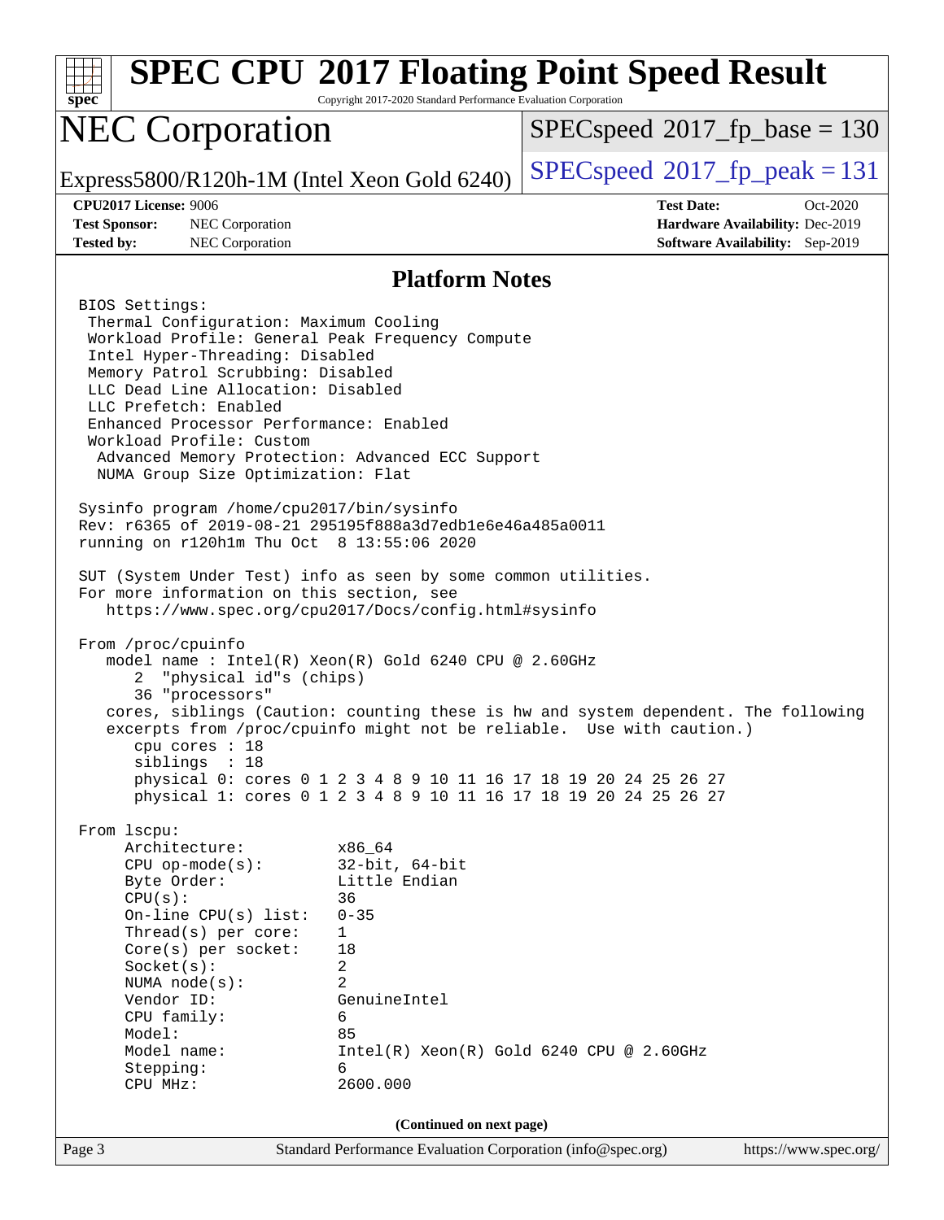## Platform Notes

```
BIOS Settings:
 Thermal Configuration: Maximum Cooling
 Workload Profile: General Peak Frequency Compute
 Intel Hyper-Threading: Disabled
 Memory Patrol Scrubbing: Disabled
 LLC Dead Line Allocation: Disabled
 LLC Prefetch: Enabled
 Enhanced Processor Performance: Enabled
 Workload Profile: Custom
  Advanced Memory Protection: Advanced ECC Support
  NUMA Group Size Optimization: Flat

Sysinfo program /home/cpu2017/bin/sysinfo
Rev: r6365 of 2019-08-21 295195f888a3d7edb1e6e46a485a0011
running on r120h1m Thu Oct  8 13:55:06 2020

SUT (System Under Test) info as seen by some common utilities.
For more information on this section, see
   https://www.spec.org/cpu2017/Docs/config.html#sysinfo

From /proc/cpuinfo
   model name : Intel(R) Xeon(R) Gold 6240 CPU @ 2.60GHz
      2  "physical id"s (chips)
      36 "processors"
   cores, siblings (Caution: counting these is hw and system dependent. The following
   excerpts from /proc/cpuinfo might not be reliable.  Use with caution.)
      cpu cores : 18
      siblings  : 18
      physical 0: cores 0 1 2 3 4 8 9 10 11 16 17 18 19 20 24 25 26 27
      physical 1: cores 0 1 2 3 4 8 9 10 11 16 17 18 19 20 24 25 26 27

From lscpu:
     Architecture:          x86_64
     CPU op-mode(s):        32-bit, 64-bit
     Byte Order:            Little Endian
     CPU(s):                36
     On-line CPU(s) list:   0-35
     Thread(s) per core:    1
     Core(s) per socket:    18
     Socket(s):             2
     NUMA node(s):          2
     Vendor ID:             GenuineIntel
     CPU family:            6
     Model:                 85
     Model name:            Intel(R) Xeon(R) Gold 6240 CPU @ 2.60GHz
     Stepping:              6
     CPU MHz:               2600.000
```

(Continued on next page)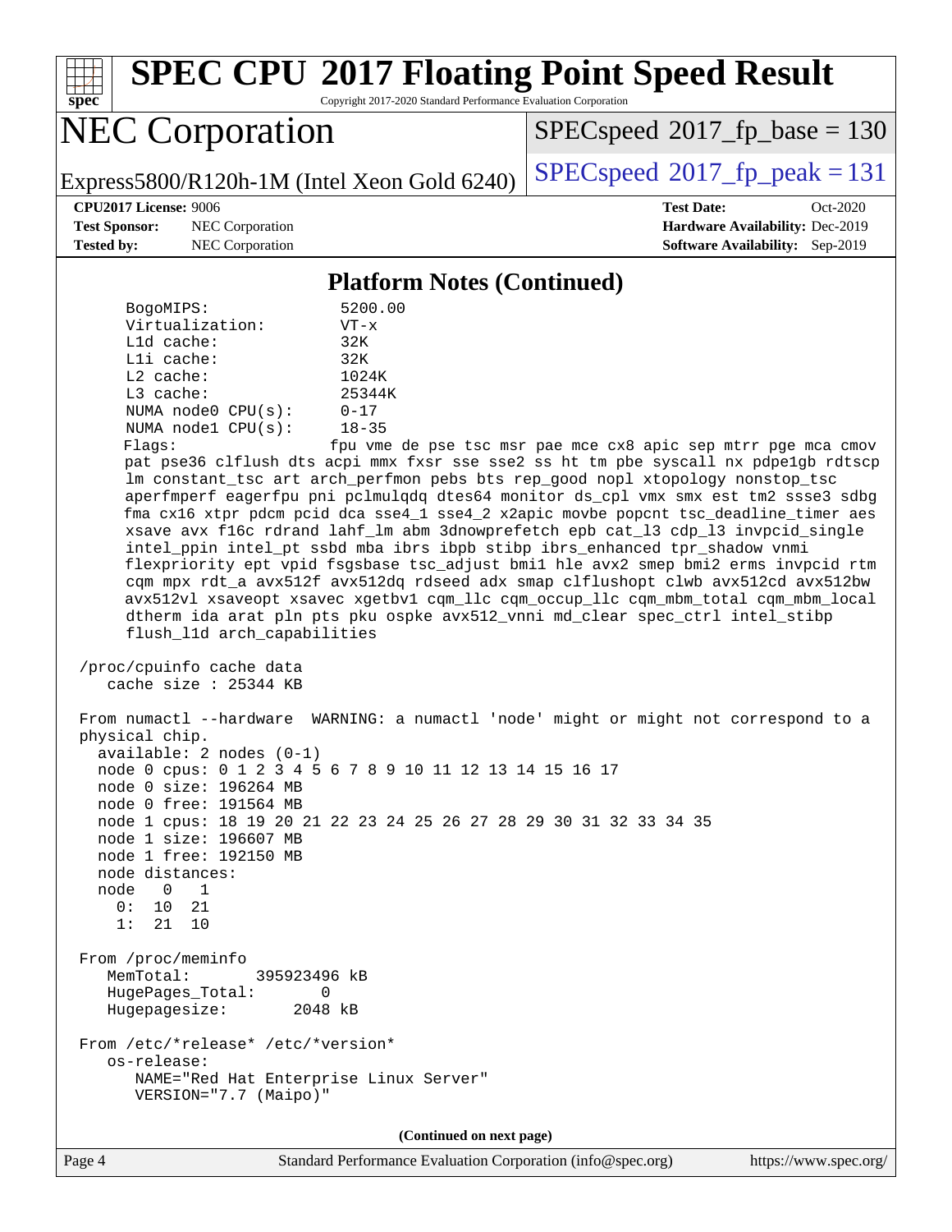# SPEC CPU 2017 Floating Point Speed Result

Copyright 2017-2020 Standard Performance Evaluation Corporation

## NEC Corporation

Express5800/R120h-1M (Intel Xeon Gold 6240)

SPECspeed 2017_fp_base = 130

SPECspeed 2017_fp_peak = 131

**CPU2017 License:** 9006
**Test Sponsor:** NEC Corporation
**Tested by:** NEC Corporation

**Test Date:** Oct-2020
**Hardware Availability:** Dec-2019
**Software Availability:** Sep-2019

### Platform Notes (Continued)

```
    BogoMIPS:              5200.00
    Virtualization:        VT-x
    L1d cache:             32K
    L1i cache:             32K
    L2 cache:              1024K
    L3 cache:              25344K
    NUMA node0 CPU(s):     0-17
    NUMA node1 CPU(s):     18-35
    Flags:                 fpu vme de pse tsc msr pae mce cx8 apic sep mtrr pge mca cmov
    pat pse36 clflush dts acpi mmx fxsr sse sse2 ss ht tm pbe syscall nx pdpe1gb rdtscp
    lm constant_tsc art arch_perfmon pebs bts rep_good nopl xtopology nonstop_tsc
    aperfmperf eagerfpu pni pclmulqdq dtes64 monitor ds_cpl vmx smx est tm2 ssse3 sdbg
    fma cx16 xtpr pdcm pcid dca sse4_1 sse4_2 x2apic movbe popcnt tsc_deadline_timer aes
    xsave avx f16c rdrand lahf_lm abm 3dnowprefetch epb cat_l3 cdp_l3 invpcid_single
    intel_ppin intel_pt ssbd mba ibrs ibpb stibp ibrs_enhanced tpr_shadow vnmi
    flexpriority ept vpid fsgsbase tsc_adjust bmi1 hle avx2 smep bmi2 erms invpcid rtm
    cqm mpx rdt_a avx512f avx512dq rdseed adx smap clflushopt clwb avx512cd avx512bw
    avx512vl xsaveopt xsavec xgetbv1 cqm_llc cqm_occup_llc cqm_mbm_total cqm_mbm_local
    dtherm ida arat pln pts pku ospke avx512_vnni md_clear spec_ctrl intel_stibp
    flush_l1d arch_capabilities

 /proc/cpuinfo cache data
    cache size : 25344 KB

 From numactl --hardware  WARNING: a numactl 'node' might or might not correspond to a
 physical chip.
   available: 2 nodes (0-1)
   node 0 cpus: 0 1 2 3 4 5 6 7 8 9 10 11 12 13 14 15 16 17
   node 0 size: 196264 MB
   node 0 free: 191564 MB
   node 1 cpus: 18 19 20 21 22 23 24 25 26 27 28 29 30 31 32 33 34 35
   node 1 size: 196607 MB
   node 1 free: 192150 MB
   node distances:
   node   0   1
     0:  10  21
     1:  21  10

 From /proc/meminfo
    MemTotal:       395923496 kB
    HugePages_Total:       0
    Hugepagesize:       2048 kB

 From /etc/*release* /etc/*version*
    os-release:
       NAME="Red Hat Enterprise Linux Server"
       VERSION="7.7 (Maipo)"
```

(Continued on next page)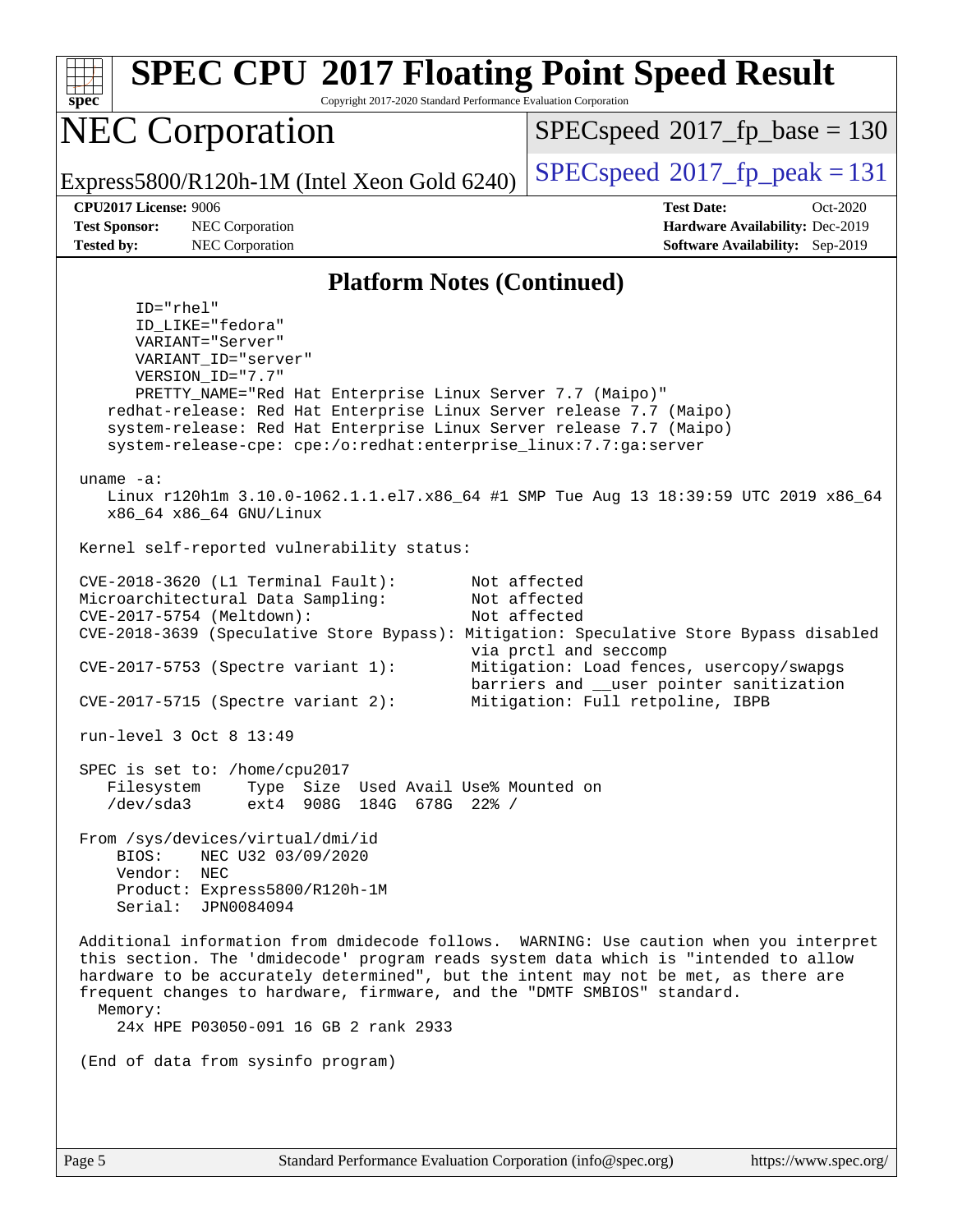## Platform Notes (Continued)

```
      ID="rhel"
      ID_LIKE="fedora"
      VARIANT="Server"
      VARIANT_ID="server"
      VERSION_ID="7.7"
      PRETTY_NAME="Red Hat Enterprise Linux Server 7.7 (Maipo)"
    redhat-release: Red Hat Enterprise Linux Server release 7.7 (Maipo)
    system-release: Red Hat Enterprise Linux Server release 7.7 (Maipo)
    system-release-cpe: cpe:/o:redhat:enterprise_linux:7.7:ga:server

 uname -a:
    Linux r120h1m 3.10.0-1062.1.1.el7.x86_64 #1 SMP Tue Aug 13 18:39:59 UTC 2019 x86_64
    x86_64 x86_64 GNU/Linux

 Kernel self-reported vulnerability status:

 CVE-2018-3620 (L1 Terminal Fault):        Not affected
 Microarchitectural Data Sampling:         Not affected
 CVE-2017-5754 (Meltdown):                 Not affected
 CVE-2018-3639 (Speculative Store Bypass): Mitigation: Speculative Store Bypass disabled
                                           via prctl and seccomp
 CVE-2017-5753 (Spectre variant 1):        Mitigation: Load fences, usercopy/swapgs
                                           barriers and __user pointer sanitization
 CVE-2017-5715 (Spectre variant 2):        Mitigation: Full retpoline, IBPB

 run-level 3 Oct 8 13:49

 SPEC is set to: /home/cpu2017
    Filesystem     Type  Size  Used Avail Use% Mounted on
    /dev/sda3      ext4  908G  184G  678G  22% /

 From /sys/devices/virtual/dmi/id
     BIOS:    NEC U32 03/09/2020
     Vendor:  NEC
     Product: Express5800/R120h-1M
     Serial:  JPN0084094

 Additional information from dmidecode follows.  WARNING: Use caution when you interpret
 this section. The 'dmidecode' program reads system data which is "intended to allow
 hardware to be accurately determined", but the intent may not be met, as there are
 frequent changes to hardware, firmware, and the "DMTF SMBIOS" standard.
   Memory:
      24x HPE P03050-091 16 GB 2 rank 2933

 (End of data from sysinfo program)
```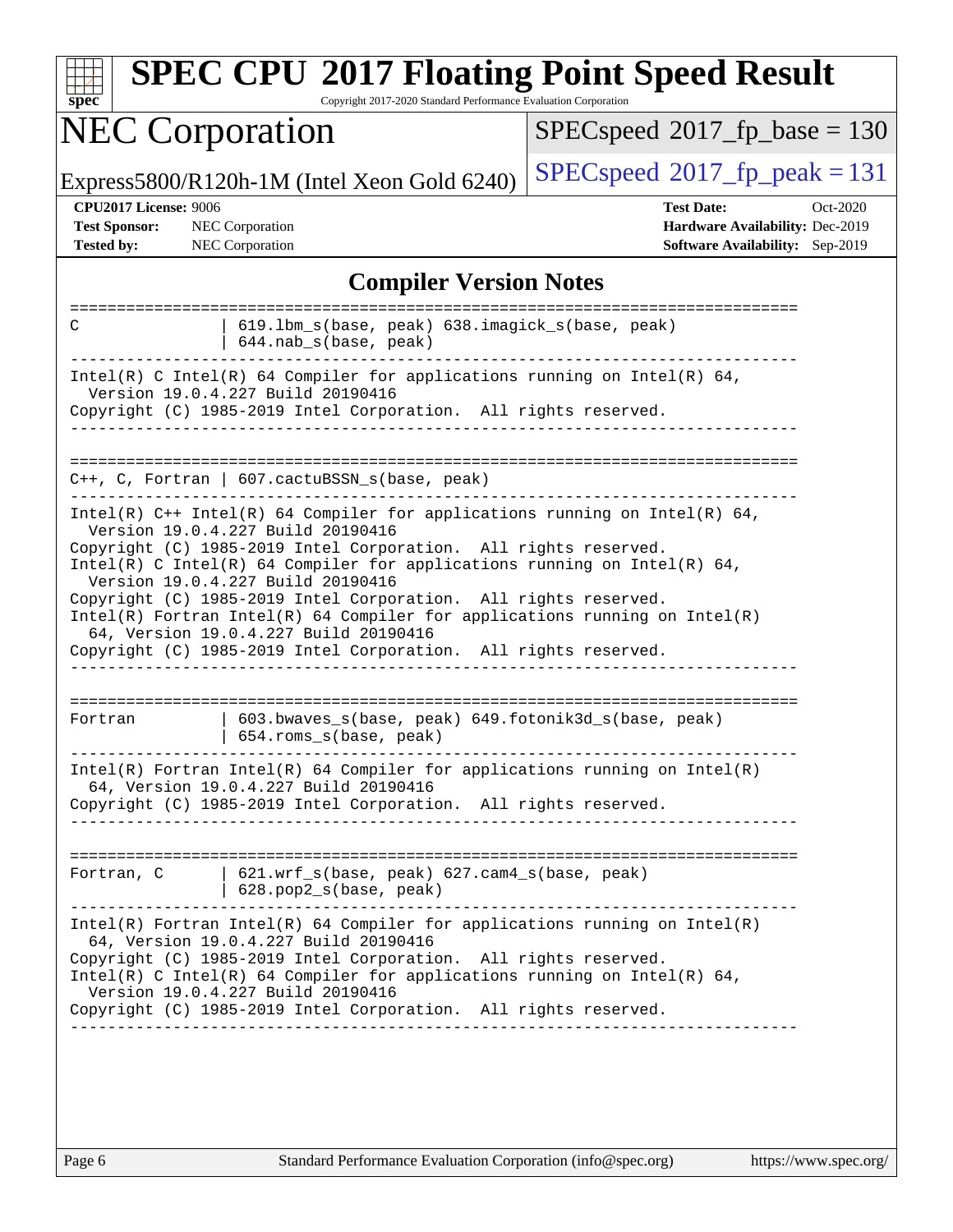# SPEC CPU 2017 Floating Point Speed Result

Copyright 2017-2020 Standard Performance Evaluation Corporation

## NEC Corporation

Express5800/R120h-1M (Intel Xeon Gold 6240)

SPECspeed 2017_fp_base = 130

SPECspeed 2017_fp_peak = 131

**CPU2017 License:** 9006
**Test Sponsor:** NEC Corporation
**Tested by:** NEC Corporation

**Test Date:** Oct-2020
**Hardware Availability:** Dec-2019
**Software Availability:** Sep-2019

## Compiler Version Notes

```
==============================================================================
C                | 619.lbm_s(base, peak) 638.imagick_s(base, peak)
                 | 644.nab_s(base, peak)
------------------------------------------------------------------------------
Intel(R) C Intel(R) 64 Compiler for applications running on Intel(R) 64,
  Version 19.0.4.227 Build 20190416
Copyright (C) 1985-2019 Intel Corporation.  All rights reserved.
------------------------------------------------------------------------------

==============================================================================
C++, C, Fortran | 607.cactuBSSN_s(base, peak)
------------------------------------------------------------------------------
Intel(R) C++ Intel(R) 64 Compiler for applications running on Intel(R) 64,
  Version 19.0.4.227 Build 20190416
Copyright (C) 1985-2019 Intel Corporation.  All rights reserved.
Intel(R) C Intel(R) 64 Compiler for applications running on Intel(R) 64,
  Version 19.0.4.227 Build 20190416
Copyright (C) 1985-2019 Intel Corporation.  All rights reserved.
Intel(R) Fortran Intel(R) 64 Compiler for applications running on Intel(R)
  64, Version 19.0.4.227 Build 20190416
Copyright (C) 1985-2019 Intel Corporation.  All rights reserved.
------------------------------------------------------------------------------

==============================================================================
Fortran          | 603.bwaves_s(base, peak) 649.fotonik3d_s(base, peak)
                 | 654.roms_s(base, peak)
------------------------------------------------------------------------------
Intel(R) Fortran Intel(R) 64 Compiler for applications running on Intel(R)
  64, Version 19.0.4.227 Build 20190416
Copyright (C) 1985-2019 Intel Corporation.  All rights reserved.
------------------------------------------------------------------------------

==============================================================================
Fortran, C       | 621.wrf_s(base, peak) 627.cam4_s(base, peak)
                 | 628.pop2_s(base, peak)
------------------------------------------------------------------------------
Intel(R) Fortran Intel(R) 64 Compiler for applications running on Intel(R)
  64, Version 19.0.4.227 Build 20190416
Copyright (C) 1985-2019 Intel Corporation.  All rights reserved.
Intel(R) C Intel(R) 64 Compiler for applications running on Intel(R) 64,
  Version 19.0.4.227 Build 20190416
Copyright (C) 1985-2019 Intel Corporation.  All rights reserved.
------------------------------------------------------------------------------
```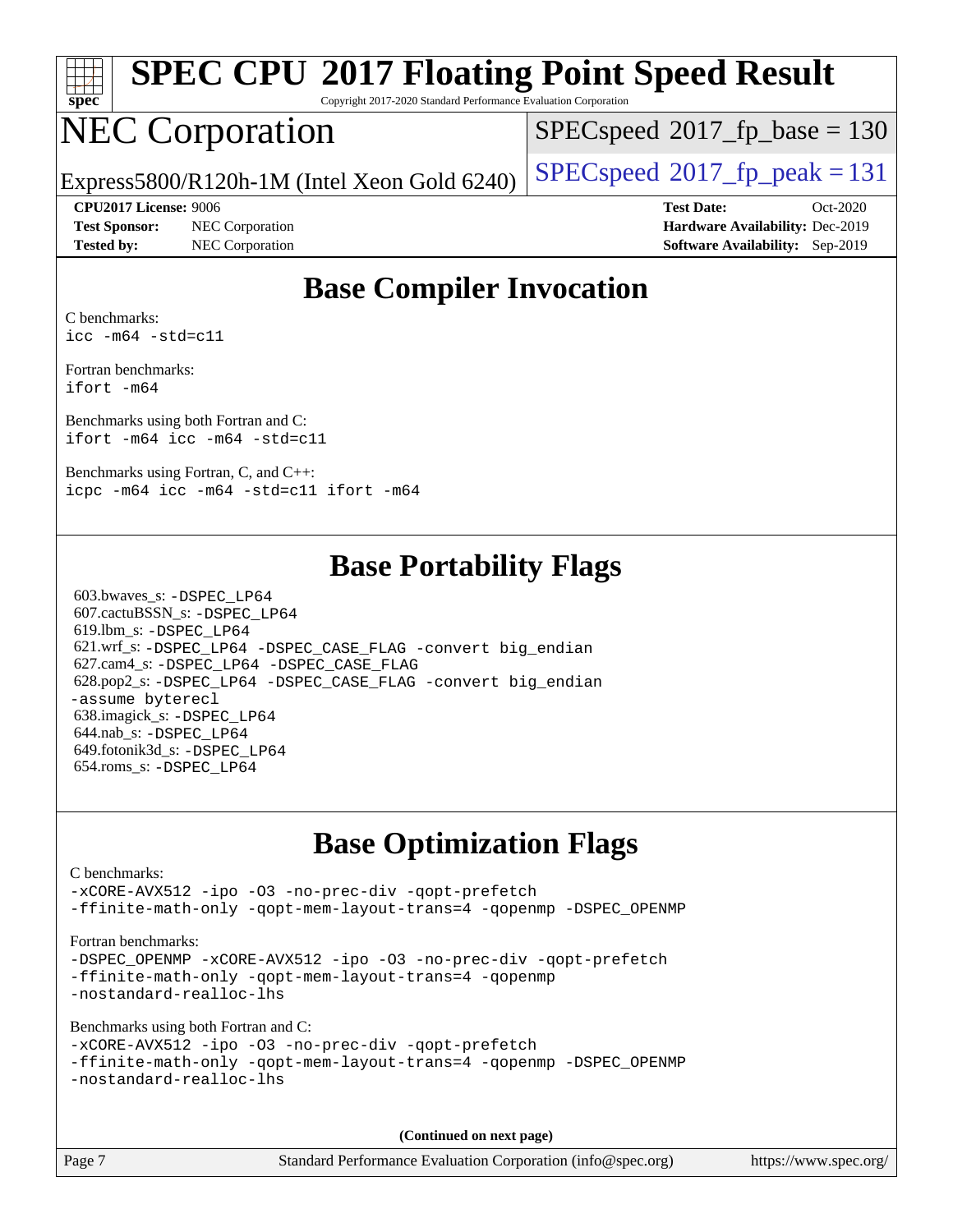# SPEC CPU 2017 Floating Point Speed Result

Copyright 2017-2020 Standard Performance Evaluation Corporation

# NEC Corporation

Express5800/R120h-1M (Intel Xeon Gold 6240)

SPECspeed 2017_fp_base = 130

SPECspeed 2017_fp_peak = 131

**CPU2017 License:** 9006
**Test Sponsor:** NEC Corporation
**Tested by:** NEC Corporation

**Test Date:** Oct-2020
**Hardware Availability:** Dec-2019
**Software Availability:** Sep-2019

## Base Compiler Invocation

C benchmarks:
```
icc -m64 -std=c11
```

Fortran benchmarks:
```
ifort -m64
```

Benchmarks using both Fortran and C:
```
ifort -m64 icc -m64 -std=c11
```

Benchmarks using Fortran, C, and C++:
```
icpc -m64 icc -m64 -std=c11 ifort -m64
```

## Base Portability Flags

603.bwaves_s: -DSPEC_LP64
607.cactuBSSN_s: -DSPEC_LP64
619.lbm_s: -DSPEC_LP64
621.wrf_s: -DSPEC_LP64 -DSPEC_CASE_FLAG -convert big_endian
627.cam4_s: -DSPEC_LP64 -DSPEC_CASE_FLAG
628.pop2_s: -DSPEC_LP64 -DSPEC_CASE_FLAG -convert big_endian -assume byterecl
638.imagick_s: -DSPEC_LP64
644.nab_s: -DSPEC_LP64
649.fotonik3d_s: -DSPEC_LP64
654.roms_s: -DSPEC_LP64

## Base Optimization Flags

C benchmarks:
```
-xCORE-AVX512 -ipo -O3 -no-prec-div -qopt-prefetch
-ffinite-math-only -qopt-mem-layout-trans=4 -qopenmp -DSPEC_OPENMP
```

Fortran benchmarks:
```
-DSPEC_OPENMP -xCORE-AVX512 -ipo -O3 -no-prec-div -qopt-prefetch
-ffinite-math-only -qopt-mem-layout-trans=4 -qopenmp
-nostandard-realloc-lhs
```

Benchmarks using both Fortran and C:
```
-xCORE-AVX512 -ipo -O3 -no-prec-div -qopt-prefetch
-ffinite-math-only -qopt-mem-layout-trans=4 -qopenmp -DSPEC_OPENMP
-nostandard-realloc-lhs
```

**(Continued on next page)**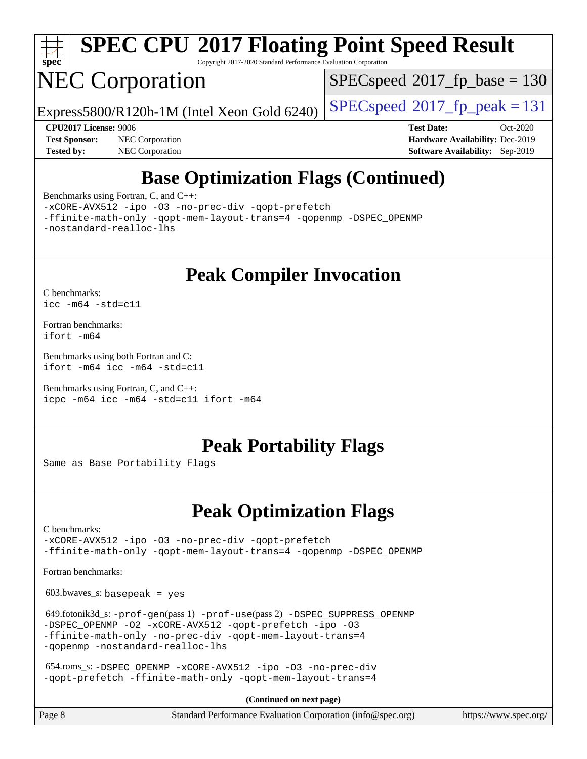# SPEC CPU 2017 Floating Point Speed Result

Copyright 2017-2020 Standard Performance Evaluation Corporation

# NEC Corporation

Express5800/R120h-1M (Intel Xeon Gold 6240)

SPECspeed 2017_fp_base = 130

SPECspeed 2017_fp_peak = 131

**CPU2017 License:** 9006
**Test Sponsor:** NEC Corporation
**Tested by:** NEC Corporation

**Test Date:** Oct-2020
**Hardware Availability:** Dec-2019
**Software Availability:** Sep-2019

## Base Optimization Flags (Continued)

Benchmarks using Fortran, C, and C++:

```
-xCORE-AVX512 -ipo -O3 -no-prec-div -qopt-prefetch
-ffinite-math-only -qopt-mem-layout-trans=4 -qopenmp -DSPEC_OPENMP
-nostandard-realloc-lhs
```

## Peak Compiler Invocation

C benchmarks:

```
icc -m64 -std=c11
```

Fortran benchmarks:

```
ifort -m64
```

Benchmarks using both Fortran and C:

```
ifort -m64 icc -m64 -std=c11
```

Benchmarks using Fortran, C, and C++:

```
icpc -m64 icc -m64 -std=c11 ifort -m64
```

## Peak Portability Flags

Same as Base Portability Flags

## Peak Optimization Flags

C benchmarks:

```
-xCORE-AVX512 -ipo -O3 -no-prec-div -qopt-prefetch
-ffinite-math-only -qopt-mem-layout-trans=4 -qopenmp -DSPEC_OPENMP
```

Fortran benchmarks:

603.bwaves_s: `basepeak = yes`

649.fotonik3d_s: `-prof-gen`(pass 1) `-prof-use`(pass 2) `-DSPEC_SUPPRESS_OPENMP -DSPEC_OPENMP -O2 -xCORE-AVX512 -qopt-prefetch -ipo -O3 -ffinite-math-only -no-prec-div -qopt-mem-layout-trans=4 -qopenmp -nostandard-realloc-lhs`

654.roms_s: `-DSPEC_OPENMP -xCORE-AVX512 -ipo -O3 -no-prec-div -qopt-prefetch -ffinite-math-only -qopt-mem-layout-trans=4`

**(Continued on next page)**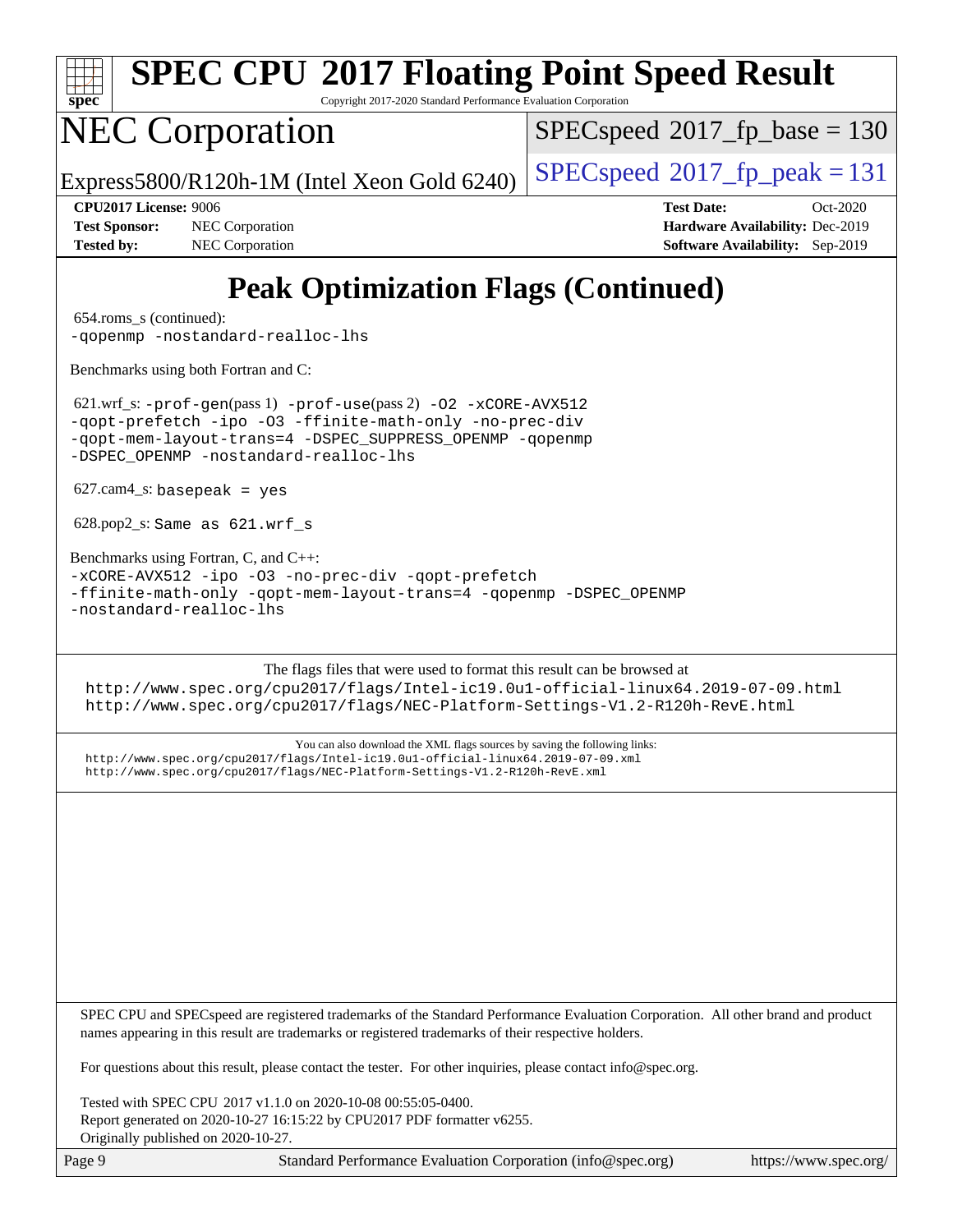# SPEC CPU 2017 Floating Point Speed Result

Copyright 2017-2020 Standard Performance Evaluation Corporation

# NEC Corporation

Express5800/R120h-1M (Intel Xeon Gold 6240)

SPECspeed 2017_fp_base = 130

SPECspeed 2017_fp_peak = 131

**CPU2017 License:** 9006
**Test Sponsor:** NEC Corporation
**Tested by:** NEC Corporation

**Test Date:** Oct-2020
**Hardware Availability:** Dec-2019
**Software Availability:** Sep-2019

## Peak Optimization Flags (Continued)

654.roms_s (continued):
-qopenmp -nostandard-realloc-lhs

Benchmarks using both Fortran and C:

621.wrf_s: -prof-gen(pass 1) -prof-use(pass 2) -O2 -xCORE-AVX512 -qopt-prefetch -ipo -O3 -ffinite-math-only -no-prec-div -qopt-mem-layout-trans=4 -DSPEC_SUPPRESS_OPENMP -qopenmp -DSPEC_OPENMP -nostandard-realloc-lhs

627.cam4_s: basepeak = yes

628.pop2_s: Same as 621.wrf_s

Benchmarks using Fortran, C, and C++:
-xCORE-AVX512 -ipo -O3 -no-prec-div -qopt-prefetch -ffinite-math-only -qopt-mem-layout-trans=4 -qopenmp -DSPEC_OPENMP -nostandard-realloc-lhs

The flags files that were used to format this result can be browsed at
http://www.spec.org/cpu2017/flags/Intel-ic19.0u1-official-linux64.2019-07-09.html
http://www.spec.org/cpu2017/flags/NEC-Platform-Settings-V1.2-R120h-RevE.html

You can also download the XML flags sources by saving the following links:
http://www.spec.org/cpu2017/flags/Intel-ic19.0u1-official-linux64.2019-07-09.xml
http://www.spec.org/cpu2017/flags/NEC-Platform-Settings-V1.2-R120h-RevE.xml

SPEC CPU and SPECspeed are registered trademarks of the Standard Performance Evaluation Corporation. All other brand and product names appearing in this result are trademarks or registered trademarks of their respective holders.

For questions about this result, please contact the tester. For other inquiries, please contact info@spec.org.

Tested with SPEC CPU 2017 v1.1.0 on 2020-10-08 00:55:05-0400.
Report generated on 2020-10-27 16:15:22 by CPU2017 PDF formatter v6255.
Originally published on 2020-10-27.